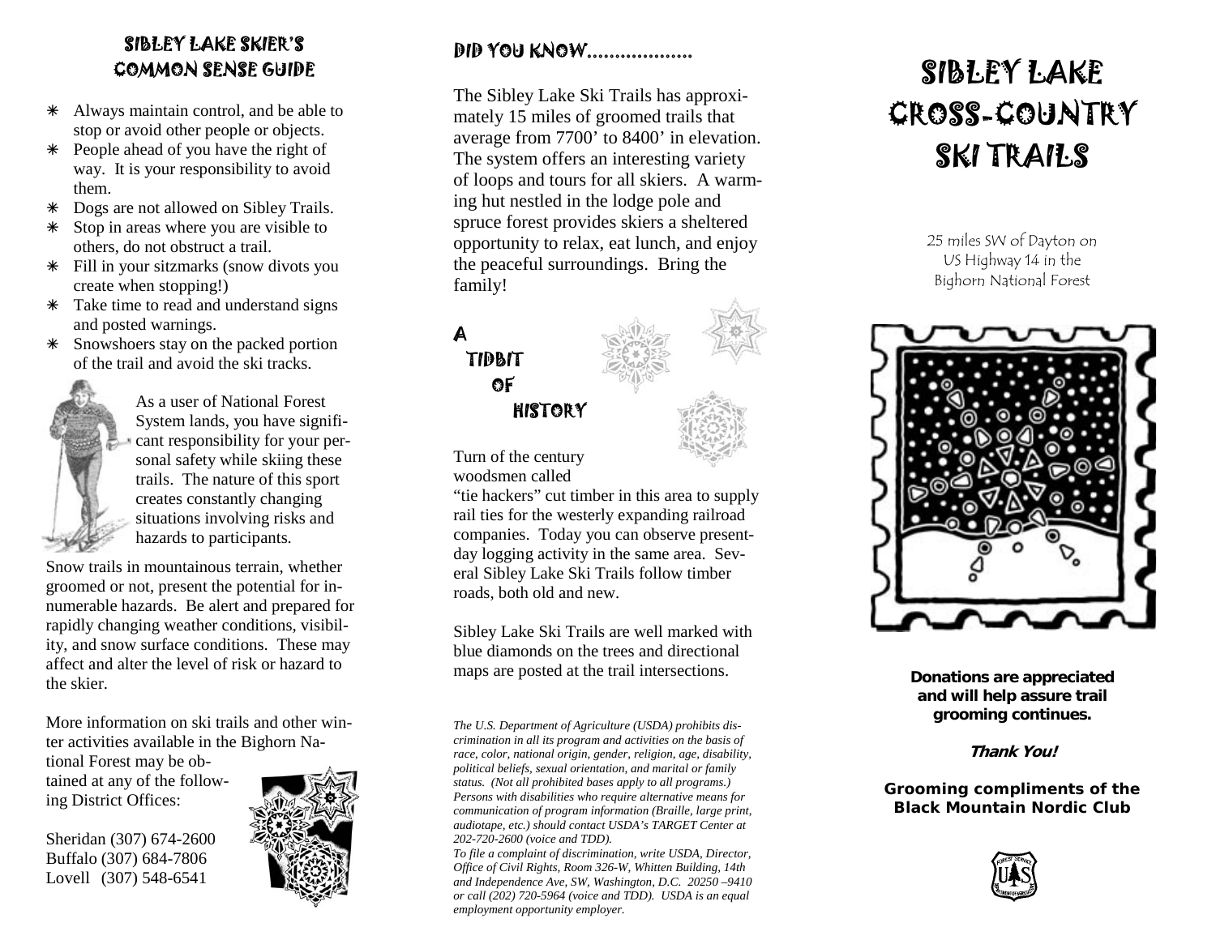## SIBLEY LAKE SKIER'S COMMON SENSE GUIDE

- Always maintain control, and be able to stop or avoid other people or objects.
- People ahead of you have the right of way. It is your responsibility to avoid them.
- Dogs are not allowed on Sibley Trails.
- Stop in areas where you are visible to others, do not obstruct a trail.
- Fill in your sitzmarks (snow divots you create when stopping!)
- Take time to read and understand signs and posted warnings.
- Snowshoers stay on the packed portion of the trail and avoid the ski tracks.

As a user of National Forest System lands, you have significant responsibility for your personal safety while skiing these trails. The nature of this sport creates constantly changing situations involving risks and hazards to participants.

Snow trails in mountainous terrain, whether groomed or not, present the potential for innumerable hazards. Be alert and prepared for rapidly changing weather conditions, visibility, and snow surface conditions. These may affect and alter the level of risk or hazard to the skier.

More information on ski trails and other winter activities available in the Bighorn National Forest may be obtained at any of the following District Offices:

Sheridan (307) 674-2600
Buffalo (307) 684-7806
Lovell (307) 548-6541

## DID YOU KNOW..................

The Sibley Lake Ski Trails has approximately 15 miles of groomed trails that average from 7700' to 8400' in elevation. The system offers an interesting variety of loops and tours for all skiers. A warming hut nestled in the lodge pole and spruce forest provides skiers a sheltered opportunity to relax, eat lunch, and enjoy the peaceful surroundings. Bring the family!

## A TIDBIT OF HISTORY

Turn of the century woodsmen called "tie hackers" cut timber in this area to supply rail ties for the westerly expanding railroad companies. Today you can observe present-day logging activity in the same area. Several Sibley Lake Ski Trails follow timber roads, both old and new.

Sibley Lake Ski Trails are well marked with blue diamonds on the trees and directional maps are posted at the trail intersections.

*The U.S. Department of Agriculture (USDA) prohibits discrimination in all its program and activities on the basis of race, color, national origin, gender, religion, age, disability, political beliefs, sexual orientation, and marital or family status. (Not all prohibited bases apply to all programs.) Persons with disabilities who require alternative means for communication of program information (Braille, large print, audiotape, etc.) should contact USDA's TARGET Center at 202-720-2600 (voice and TDD).*
*To file a complaint of discrimination, write USDA, Director, Office of Civil Rights, Room 326-W, Whitten Building, 14th and Independence Ave, SW, Washington, D.C. 20250 –9410 or call (202) 720-5964 (voice and TDD). USDA is an equal employment opportunity employer.*

# SIBLEY LAKE CROSS-COUNTRY SKI TRAILS

25 miles SW of Dayton on
US Highway 14 in the
Bighorn National Forest

**Donations are appreciated and will help assure trail grooming continues.**

***Thank You!***

**Grooming compliments of the Black Mountain Nordic Club**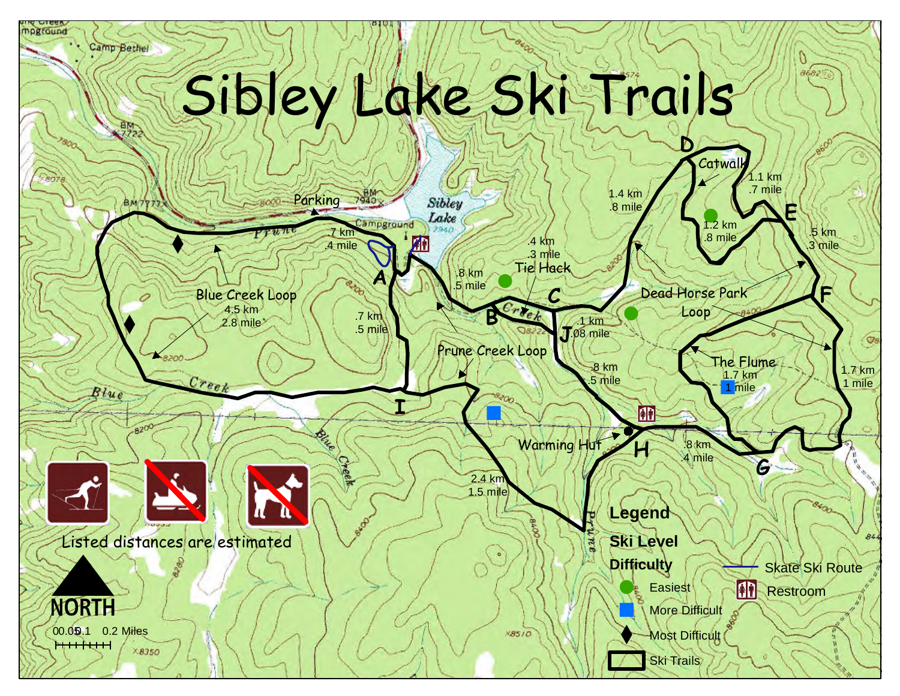# Sibley Lake Ski Trails

Parking

Campground

Sibley Lake

Blue Creek Loop
4.5 km
2.8 mile

.7 km
.4 mile

.7 km
.5 mile

A

I

.8 km
.5 mile

B

Tie Hack

.4 km
.3 mile

C

.1 km
.08 mile

J

Prune Creek Loop

2.4 km
1.5 mile

.8 km
.5 mile

Warming Hut

H

.8 km
.4 mile

G

D

Catwalk

1.4 km
.8 mile

1.1 km
.7 mile

1.2 km
.8 mile

E

.5 km
.3 mile

F

Dead Horse Park Loop

The Flume
1.7 km
1 mile

1.7 km
1 mile

Listed distances are estimated

NORTH

0 0.05 0.1 0.2 Miles

## Legend

**Ski Level Difficulty**

- Easiest
- More Difficult
- Most Difficult
- Ski Trails
- Skate Ski Route
- Restroom